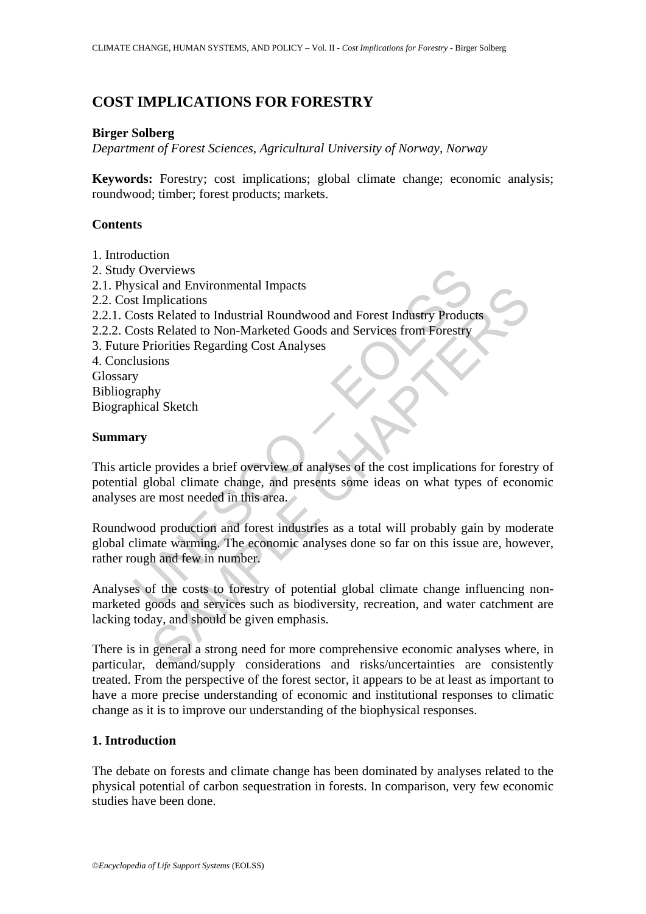# COST IMPLICATIONS FOR FORESTRY

**Birger Solberg**

*Department of Forest Sciences, Agricultural University of Norway, Norway*

**Keywords:** Forestry; cost implications; global climate change; economic analysis; roundwood; timber; forest products; markets.

## Contents

1. Introduction
2. Study Overviews
2.1. Physical and Environmental Impacts
2.2. Cost Implications
2.2.1. Costs Related to Industrial Roundwood and Forest Industry Products
2.2.2. Costs Related to Non-Marketed Goods and Services from Forestry
3. Future Priorities Regarding Cost Analyses
4. Conclusions

Glossary
Bibliography
Biographical Sketch

## Summary

This article provides a brief overview of analyses of the cost implications for forestry of potential global climate change, and presents some ideas on what types of economic analyses are most needed in this area.

Roundwood production and forest industries as a total will probably gain by moderate global climate warming. The economic analyses done so far on this issue are, however, rather rough and few in number.

Analyses of the costs to forestry of potential global climate change influencing non-marketed goods and services such as biodiversity, recreation, and water catchment are lacking today, and should be given emphasis.

There is in general a strong need for more comprehensive economic analyses where, in particular, demand/supply considerations and risks/uncertainties are consistently treated. From the perspective of the forest sector, it appears to be at least as important to have a more precise understanding of economic and institutional responses to climatic change as it is to improve our understanding of the biophysical responses.

## 1. Introduction

The debate on forests and climate change has been dominated by analyses related to the physical potential of carbon sequestration in forests. In comparison, very few economic studies have been done.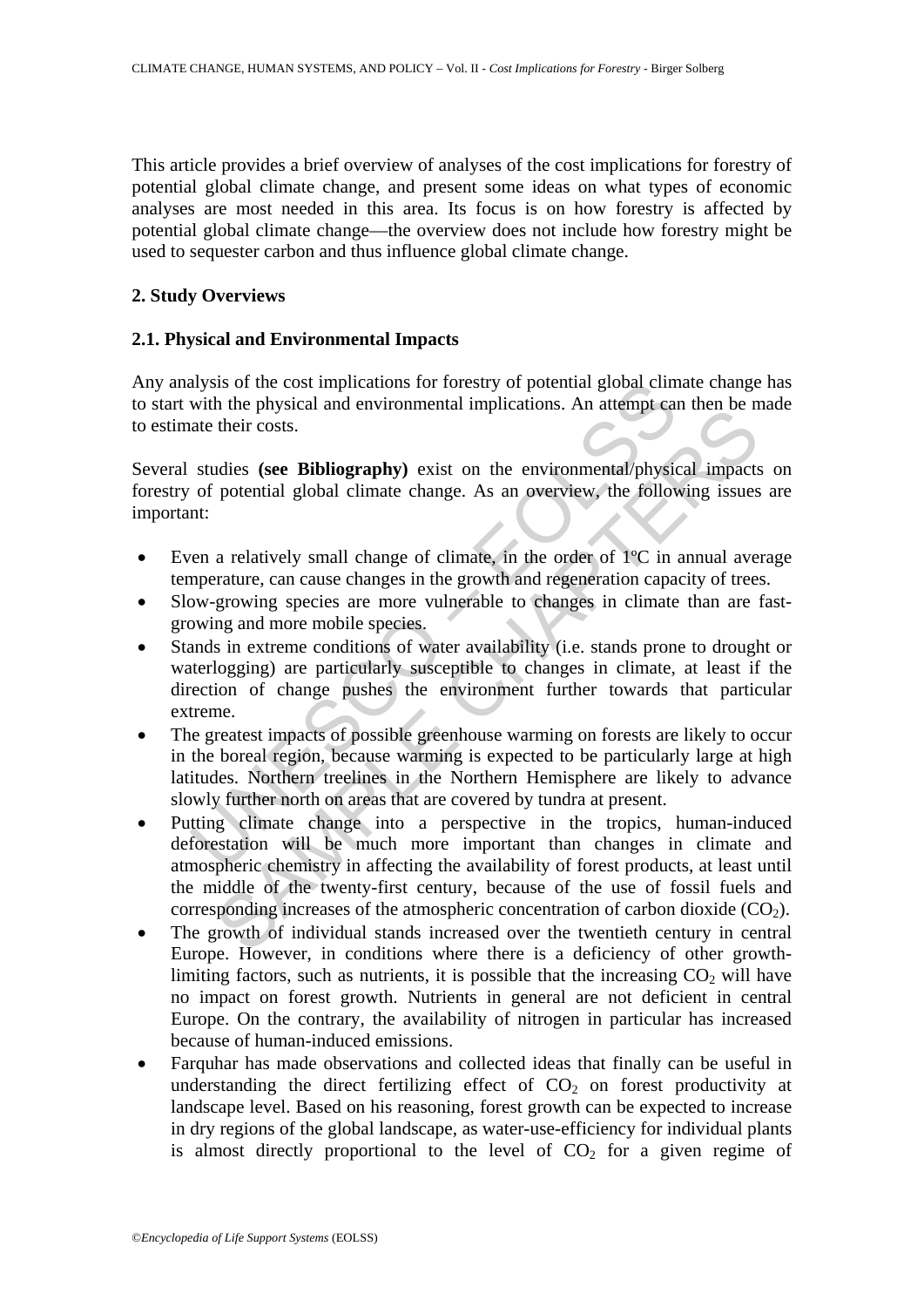This article provides a brief overview of analyses of the cost implications for forestry of potential global climate change, and present some ideas on what types of economic analyses are most needed in this area. Its focus is on how forestry is affected by potential global climate change—the overview does not include how forestry might be used to sequester carbon and thus influence global climate change.

## 2. Study Overviews

### 2.1. Physical and Environmental Impacts

Any analysis of the cost implications for forestry of potential global climate change has to start with the physical and environmental implications. An attempt can then be made to estimate their costs.

Several studies **(see Bibliography)** exist on the environmental/physical impacts on forestry of potential global climate change. As an overview, the following issues are important:

- Even a relatively small change of climate, in the order of 1ºC in annual average temperature, can cause changes in the growth and regeneration capacity of trees.
- Slow-growing species are more vulnerable to changes in climate than are fast-growing and more mobile species.
- Stands in extreme conditions of water availability (i.e. stands prone to drought or waterlogging) are particularly susceptible to changes in climate, at least if the direction of change pushes the environment further towards that particular extreme.
- The greatest impacts of possible greenhouse warming on forests are likely to occur in the boreal region, because warming is expected to be particularly large at high latitudes. Northern treelines in the Northern Hemisphere are likely to advance slowly further north on areas that are covered by tundra at present.
- Putting climate change into a perspective in the tropics, human-induced deforestation will be much more important than changes in climate and atmospheric chemistry in affecting the availability of forest products, at least until the middle of the twenty-first century, because of the use of fossil fuels and corresponding increases of the atmospheric concentration of carbon dioxide ($CO_2$).
- The growth of individual stands increased over the twentieth century in central Europe. However, in conditions where there is a deficiency of other growth-limiting factors, such as nutrients, it is possible that the increasing $CO_2$ will have no impact on forest growth. Nutrients in general are not deficient in central Europe. On the contrary, the availability of nitrogen in particular has increased because of human-induced emissions.
- Farquhar has made observations and collected ideas that finally can be useful in understanding the direct fertilizing effect of $CO_2$ on forest productivity at landscape level. Based on his reasoning, forest growth can be expected to increase in dry regions of the global landscape, as water-use-efficiency for individual plants is almost directly proportional to the level of $CO_2$ for a given regime of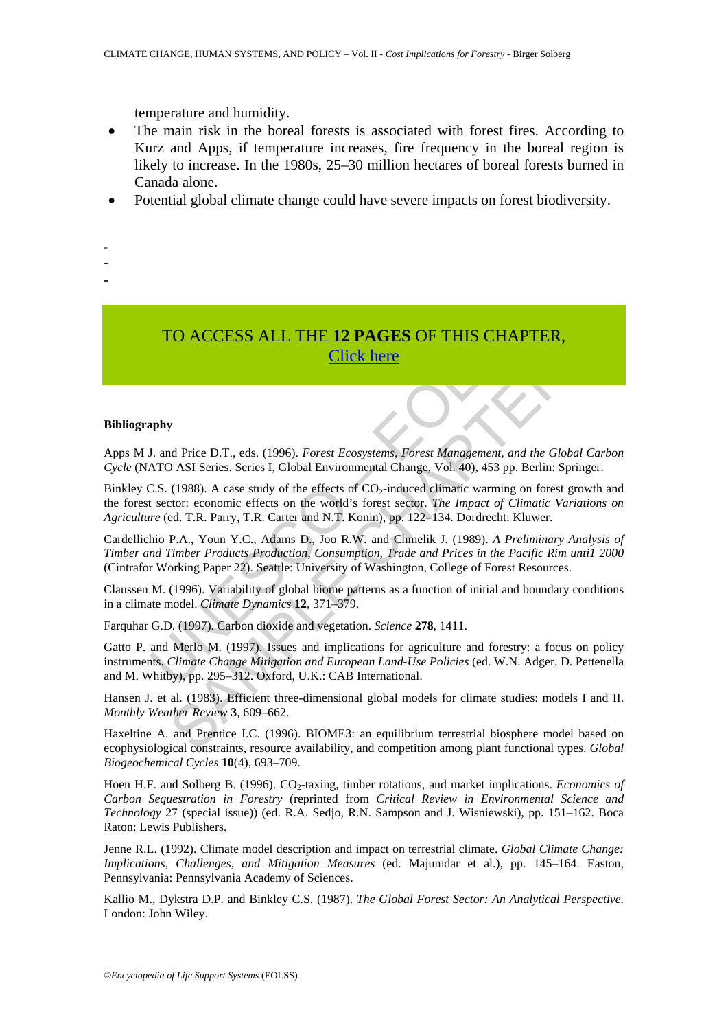temperature and humidity.

- The main risk in the boreal forests is associated with forest fires. According to Kurz and Apps, if temperature increases, fire frequency in the boreal region is likely to increase. In the 1980s, 25–30 million hectares of boreal forests burned in Canada alone.
- Potential global climate change could have severe impacts on forest biodiversity.

-
-
-

TO ACCESS ALL THE **12 PAGES** OF THIS CHAPTER,
Click here

**Bibliography**

Apps M J. and Price D.T., eds. (1996). *Forest Ecosystems, Forest Management, and the Global Carbon Cycle* (NATO ASI Series. Series I, Global Environmental Change, Vol. 40), 453 pp. Berlin: Springer.

Binkley C.S. (1988). A case study of the effects of $CO_2$-induced climatic warming on forest growth and the forest sector: economic effects on the world's forest sector. *The Impact of Climatic Variations on Agriculture* (ed. T.R. Parry, T.R. Carter and N.T. Konin), pp. 122–134. Dordrecht: Kluwer.

Cardellichio P.A., Youn Y.C., Adams D., Joo R.W. and Chmelik J. (1989). *A Preliminary Analysis of Timber and Timber Products Production, Consumption, Trade and Prices in the Pacific Rim unti1 2000* (Cintrafor Working Paper 22). Seattle: University of Washington, College of Forest Resources.

Claussen M. (1996). Variability of global biome patterns as a function of initial and boundary conditions in a climate model. *Climate Dynamics* **12**, 371–379.

Farquhar G.D. (1997). Carbon dioxide and vegetation. *Science* **278**, 1411.

Gatto P. and Merlo M. (1997). Issues and implications for agriculture and forestry: a focus on policy instruments. *Climate Change Mitigation and European Land-Use Policies* (ed. W.N. Adger, D. Pettenella and M. Whitby), pp. 295–312. Oxford, U.K.: CAB International.

Hansen J. et al. (1983). Efficient three-dimensional global models for climate studies: models I and II. *Monthly Weather Review* **3**, 609–662.

Haxeltine A. and Prentice I.C. (1996). BIOME3: an equilibrium terrestrial biosphere model based on ecophysiological constraints, resource availability, and competition among plant functional types. *Global Biogeochemical Cycles* **10**(4), 693–709.

Hoen H.F. and Solberg B. (1996). $CO_2$-taxing, timber rotations, and market implications. *Economics of Carbon Sequestration in Forestry* (reprinted from *Critical Review in Environmental Science and Technology* 27 (special issue)) (ed. R.A. Sedjo, R.N. Sampson and J. Wisniewski), pp. 151–162. Boca Raton: Lewis Publishers.

Jenne R.L. (1992). Climate model description and impact on terrestrial climate. *Global Climate Change: Implications, Challenges, and Mitigation Measures* (ed. Majumdar et al.), pp. 145–164. Easton, Pennsylvania: Pennsylvania Academy of Sciences.

Kallio M., Dykstra D.P. and Binkley C.S. (1987). *The Global Forest Sector: An Analytical Perspective*. London: John Wiley.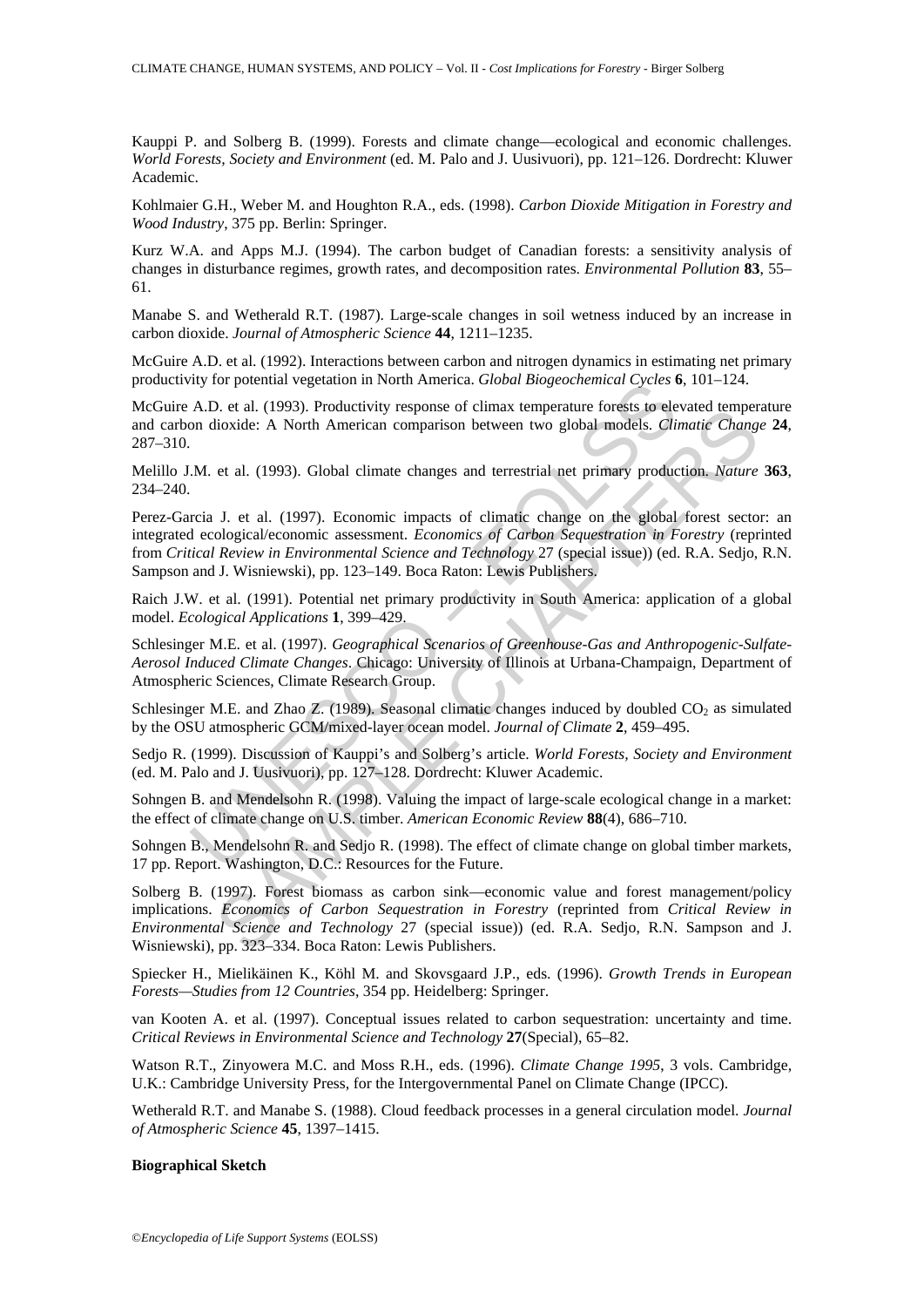Kauppi P. and Solberg B. (1999). Forests and climate change—ecological and economic challenges. *World Forests, Society and Environment* (ed. M. Palo and J. Uusivuori), pp. 121–126. Dordrecht: Kluwer Academic.

Kohlmaier G.H., Weber M. and Houghton R.A., eds. (1998). *Carbon Dioxide Mitigation in Forestry and Wood Industry*, 375 pp. Berlin: Springer.

Kurz W.A. and Apps M.J. (1994). The carbon budget of Canadian forests: a sensitivity analysis of changes in disturbance regimes, growth rates, and decomposition rates. *Environmental Pollution* **83**, 55–61.

Manabe S. and Wetherald R.T. (1987). Large-scale changes in soil wetness induced by an increase in carbon dioxide. *Journal of Atmospheric Science* **44**, 1211–1235.

McGuire A.D. et al. (1992). Interactions between carbon and nitrogen dynamics in estimating net primary productivity for potential vegetation in North America. *Global Biogeochemical Cycles* **6**, 101–124.

McGuire A.D. et al. (1993). Productivity response of climax temperature forests to elevated temperature and carbon dioxide: A North American comparison between two global models. *Climatic Change* **24**, 287–310.

Melillo J.M. et al. (1993). Global climate changes and terrestrial net primary production. *Nature* **363**, 234–240.

Perez-Garcia J. et al. (1997). Economic impacts of climatic change on the global forest sector: an integrated ecological/economic assessment. *Economics of Carbon Sequestration in Forestry* (reprinted from *Critical Review in Environmental Science and Technology* 27 (special issue)) (ed. R.A. Sedjo, R.N. Sampson and J. Wisniewski), pp. 123–149. Boca Raton: Lewis Publishers.

Raich J.W. et al. (1991). Potential net primary productivity in South America: application of a global model. *Ecological Applications* **1**, 399–429.

Schlesinger M.E. et al. (1997). *Geographical Scenarios of Greenhouse-Gas and Anthropogenic-Sulfate-Aerosol Induced Climate Changes*. Chicago: University of Illinois at Urbana-Champaign, Department of Atmospheric Sciences, Climate Research Group.

Schlesinger M.E. and Zhao Z. (1989). Seasonal climatic changes induced by doubled $CO_2$ as simulated by the OSU atmospheric GCM/mixed-layer ocean model. *Journal of Climate* **2**, 459–495.

Sedjo R. (1999). Discussion of Kauppi's and Solberg's article. *World Forests, Society and Environment* (ed. M. Palo and J. Uusivuori), pp. 127–128. Dordrecht: Kluwer Academic.

Sohngen B. and Mendelsohn R. (1998). Valuing the impact of large-scale ecological change in a market: the effect of climate change on U.S. timber. *American Economic Review* **88**(4), 686–710.

Sohngen B., Mendelsohn R. and Sedjo R. (1998). The effect of climate change on global timber markets, 17 pp. Report. Washington, D.C.: Resources for the Future.

Solberg B. (1997). Forest biomass as carbon sink—economic value and forest management/policy implications. *Economics of Carbon Sequestration in Forestry* (reprinted from *Critical Review in Environmental Science and Technology* 27 (special issue)) (ed. R.A. Sedjo, R.N. Sampson and J. Wisniewski), pp. 323–334. Boca Raton: Lewis Publishers.

Spiecker H., Mielikäinen K., Köhl M. and Skovsgaard J.P., eds. (1996). *Growth Trends in European Forests—Studies from 12 Countries*, 354 pp. Heidelberg: Springer.

van Kooten A. et al. (1997). Conceptual issues related to carbon sequestration: uncertainty and time. *Critical Reviews in Environmental Science and Technology* **27**(Special), 65–82.

Watson R.T., Zinyowera M.C. and Moss R.H., eds. (1996). *Climate Change 1995*, 3 vols. Cambridge, U.K.: Cambridge University Press, for the Intergovernmental Panel on Climate Change (IPCC).

Wetherald R.T. and Manabe S. (1988). Cloud feedback processes in a general circulation model. *Journal of Atmospheric Science* **45**, 1397–1415.

**Biographical Sketch**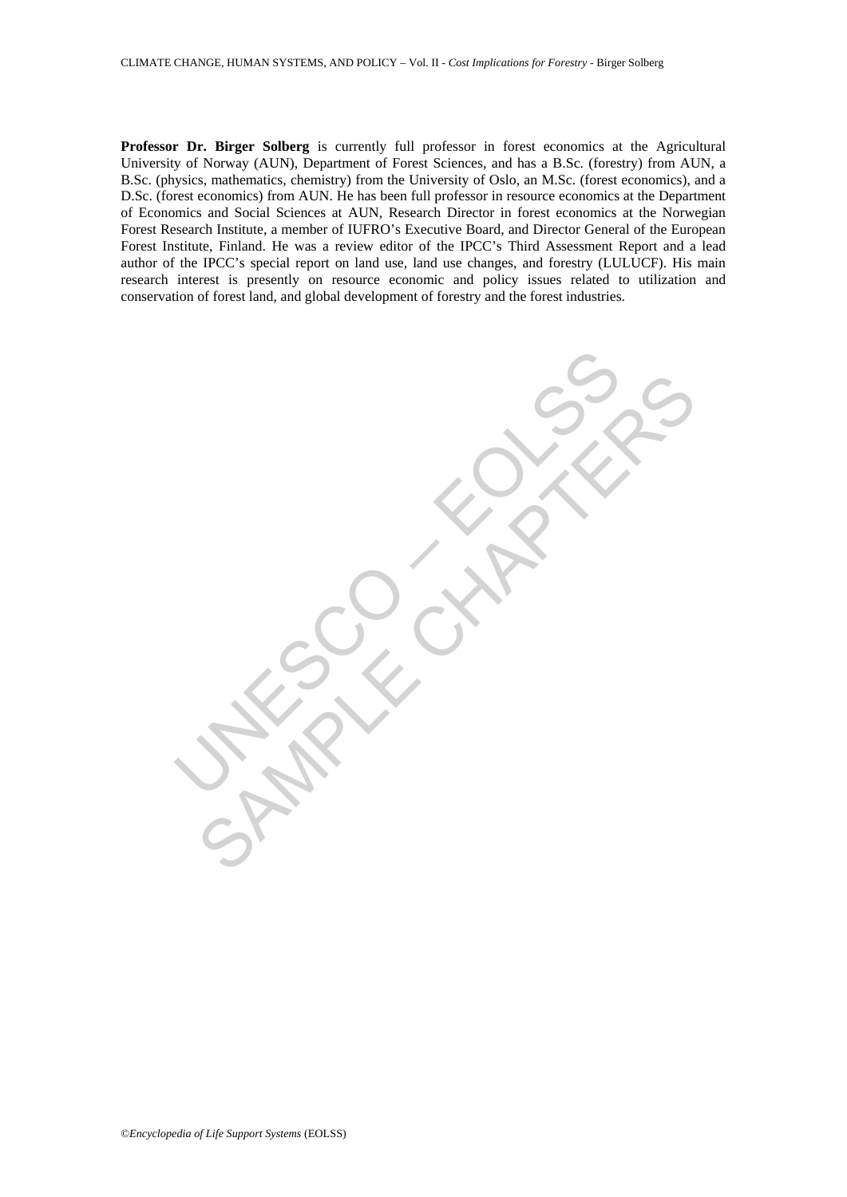**Professor Dr. Birger Solberg** is currently full professor in forest economics at the Agricultural University of Norway (AUN), Department of Forest Sciences, and has a B.Sc. (forestry) from AUN, a B.Sc. (physics, mathematics, chemistry) from the University of Oslo, an M.Sc. (forest economics), and a D.Sc. (forest economics) from AUN. He has been full professor in resource economics at the Department of Economics and Social Sciences at AUN, Research Director in forest economics at the Norwegian Forest Research Institute, a member of IUFRO's Executive Board, and Director General of the European Forest Institute, Finland. He was a review editor of the IPCC's Third Assessment Report and a lead author of the IPCC's special report on land use, land use changes, and forestry (LULUCF). His main research interest is presently on resource economic and policy issues related to utilization and conservation of forest land, and global development of forestry and the forest industries.